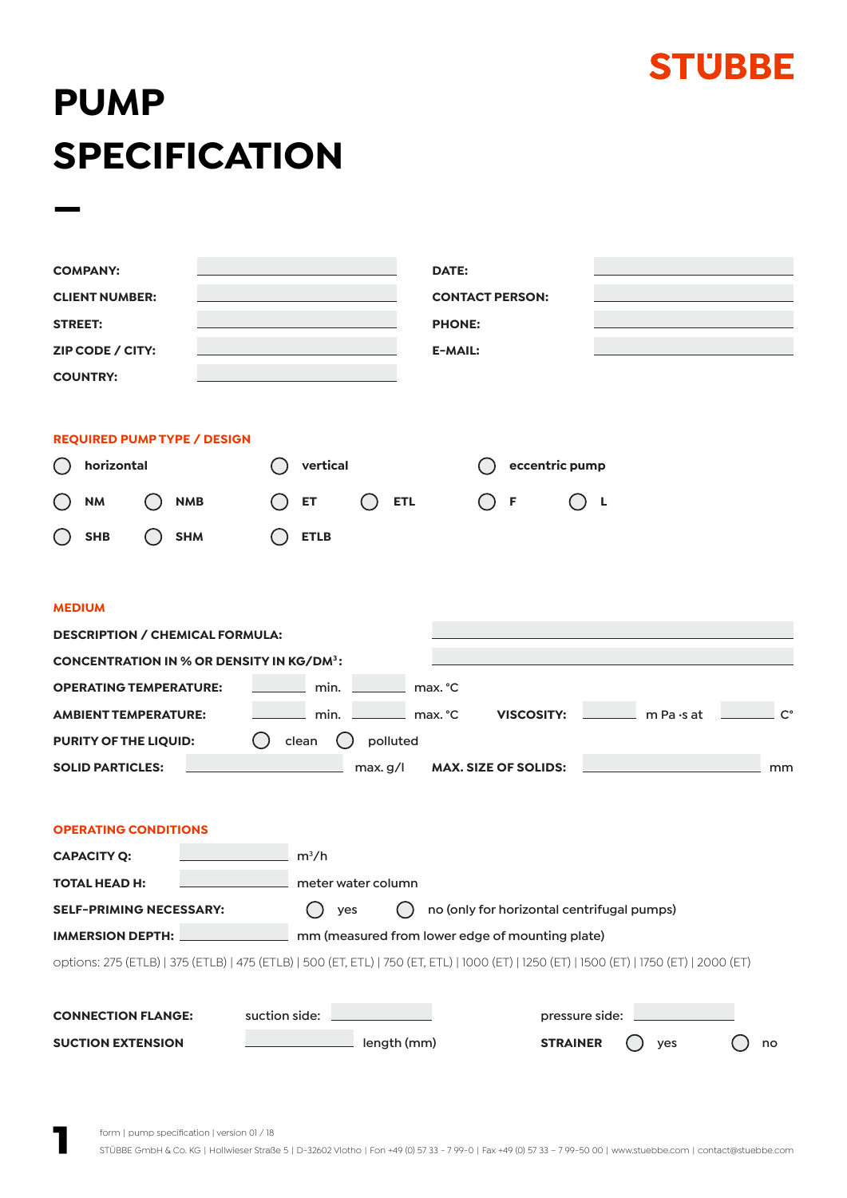STÜBBE

# PUMP SPECIFICATION

| | | | |
|---|---|---|---|
| **COMPANY:** | | **DATE:** | |
| **CLIENT NUMBER:** | | **CONTACT PERSON:** | |
| **STREET:** | | **PHONE:** | |
| **ZIP CODE / CITY:** | | **E-MAIL:** | |
| **COUNTRY:** | | | |

## REQUIRED PUMP TYPE / DESIGN

| | | | | | |
|---|---|---|---|---|---|
| ○ **horizontal** | | ○ **vertical** | | ○ **eccentric pump** | |
| ○ **NM** | ○ **NMB** | ○ **ET** | ○ **ETL** | ○ **F** | ○ **L** |
| ○ **SHB** | ○ **SHM** | ○ **ETLB** | | | |

## MEDIUM

**DESCRIPTION / CHEMICAL FORMULA:** ______

**CONCENTRATION IN % OR DENSITY IN KG/DM³:** ______

**OPERATING TEMPERATURE:** ______ min. ______ max. °C

**AMBIENT TEMPERATURE:** ______ min. ______ max. °C **VISCOSITY:** ______ m Pa ·s at ______ C°

**PURITY OF THE LIQUID:** ○ clean ○ polluted

**SOLID PARTICLES:** ______ max. g/l **MAX. SIZE OF SOLIDS:** ______ mm

## OPERATING CONDITIONS

**CAPACITY Q:** ______ m³/h

**TOTAL HEAD H:** ______ meter water column

**SELF-PRIMING NECESSARY:** ○ yes ○ no (only for horizontal centrifugal pumps)

**IMMERSION DEPTH:** ______ mm (measured from lower edge of mounting plate)

options: 275 (ETLB) | 375 (ETLB) | 475 (ETLB) | 500 (ET, ETL) | 750 (ET, ETL) | 1000 (ET) | 1250 (ET) | 1500 (ET) | 1750 (ET) | 2000 (ET)

**CONNECTION FLANGE:** suction side: ______ pressure side: ______

**SUCTION EXTENSION** ______ length (mm) **STRAINER** ○ yes ○ no

form | pump specification | version 01 / 18

STÜBBE GmbH & Co. KG | Hollwieser Straße 5 | D-32602 Vlotho | Fon +49 (0) 57 33 - 7 99-0 | Fax +49 (0) 57 33 – 7 99-50 00 | www.stuebbe.com | contact@stuebbe.com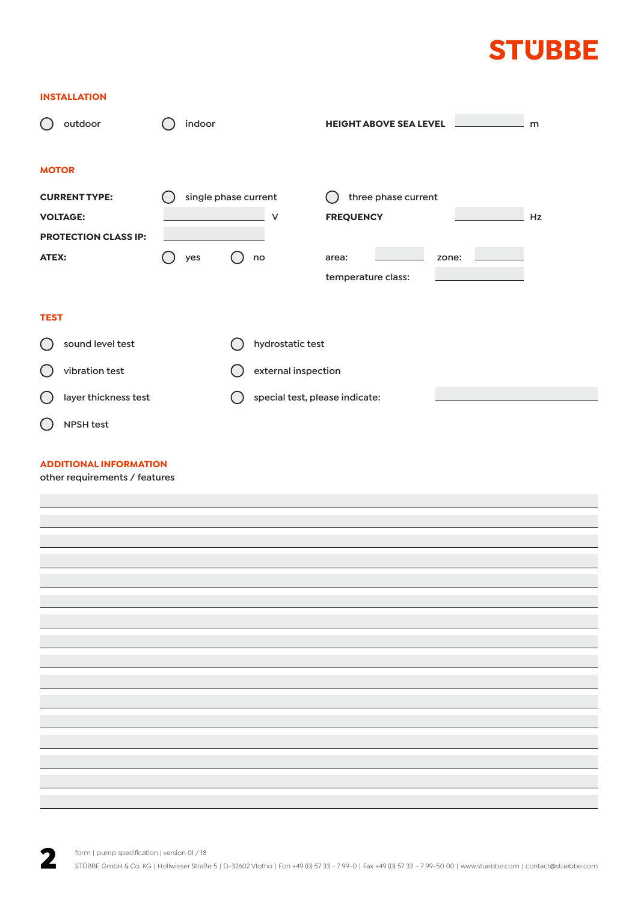STÜBBE

## INSTALLATION

○ outdoor ○ indoor

**HEIGHT ABOVE SEA LEVEL** ______ m

## MOTOR

**CURRENT TYPE:** ○ single phase current ○ three phase current

**VOLTAGE:** ______ V

**FREQUENCY** ______ Hz

**PROTECTION CLASS IP:** ______

**ATEX:** ○ yes ○ no

area: ______ zone: ______

temperature class: ______

## TEST

○ sound level test

○ vibration test

○ layer thickness test

○ NPSH test

○ hydrostatic test

○ external inspection

○ special test, please indicate: ______

## ADDITIONAL INFORMATION

other requirements / features

form | pump specification | version 01 / 18

STÜBBE GmbH & Co. KG | Hollwieser Straße 5 | D-32602 Vlotho | Fon +49 (0) 57 33 - 7 99-0 | Fax +49 (0) 57 33 – 7 99-50 00 | www.stuebbe.com | contact@stuebbe.com